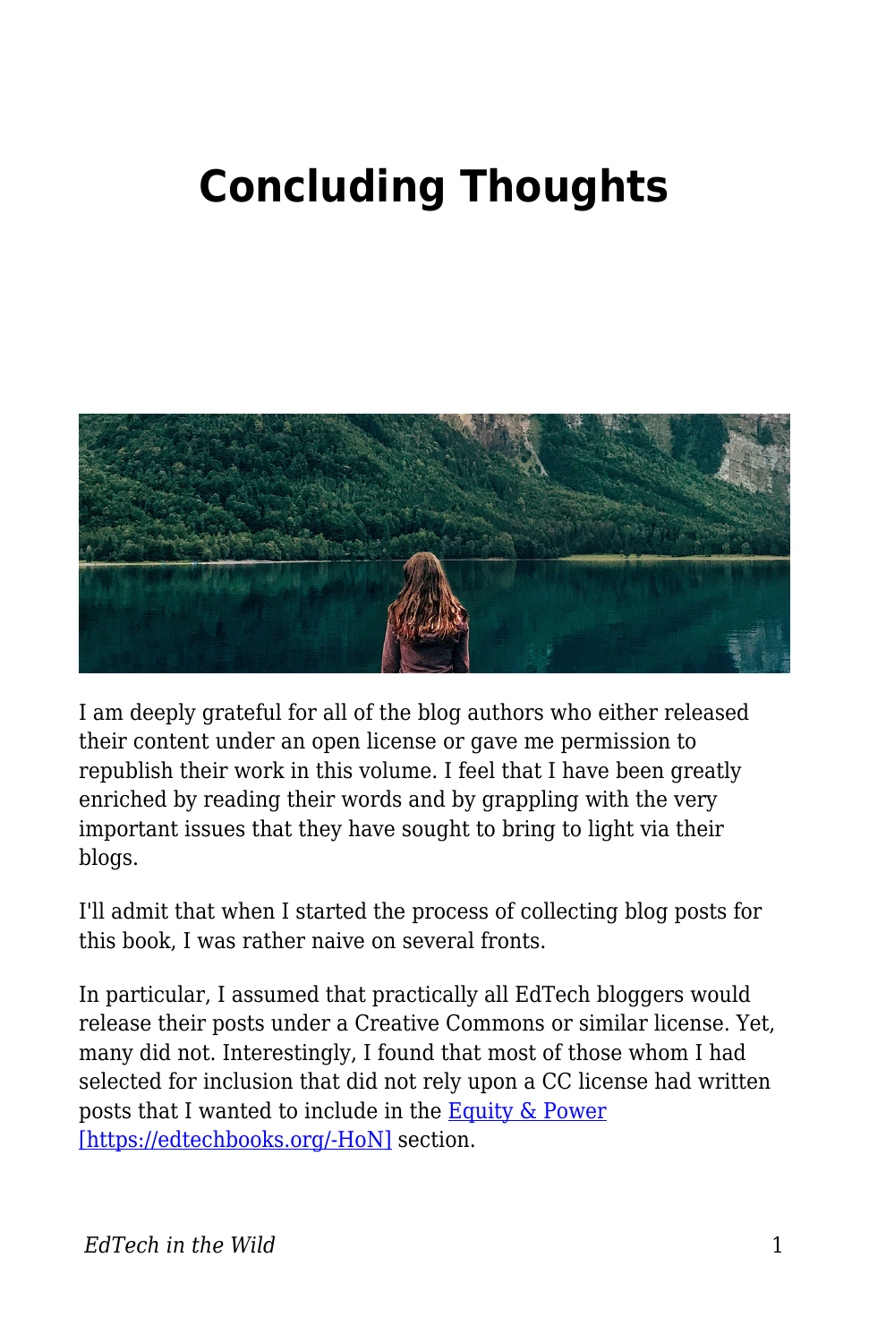# Concluding Thoughts

I am deeply grateful for all of the blog authors who either released their content under an open license or gave me permission to republish their work in this volume. I feel that I have been greatly enriched by reading their words and by grappling with the very important issues that they have sought to bring to light via their blogs.

I'll admit that when I started the process of collecting blog posts for this book, I was rather naive on several fronts.

In particular, I assumed that practically all EdTech bloggers would release their posts under a Creative Commons or similar license. Yet, many did not. Interestingly, I found that most of those whom I had selected for inclusion that did not rely upon a CC license had written posts that I wanted to include in the Equity & Power [https://edtechbooks.org/-HoN] section.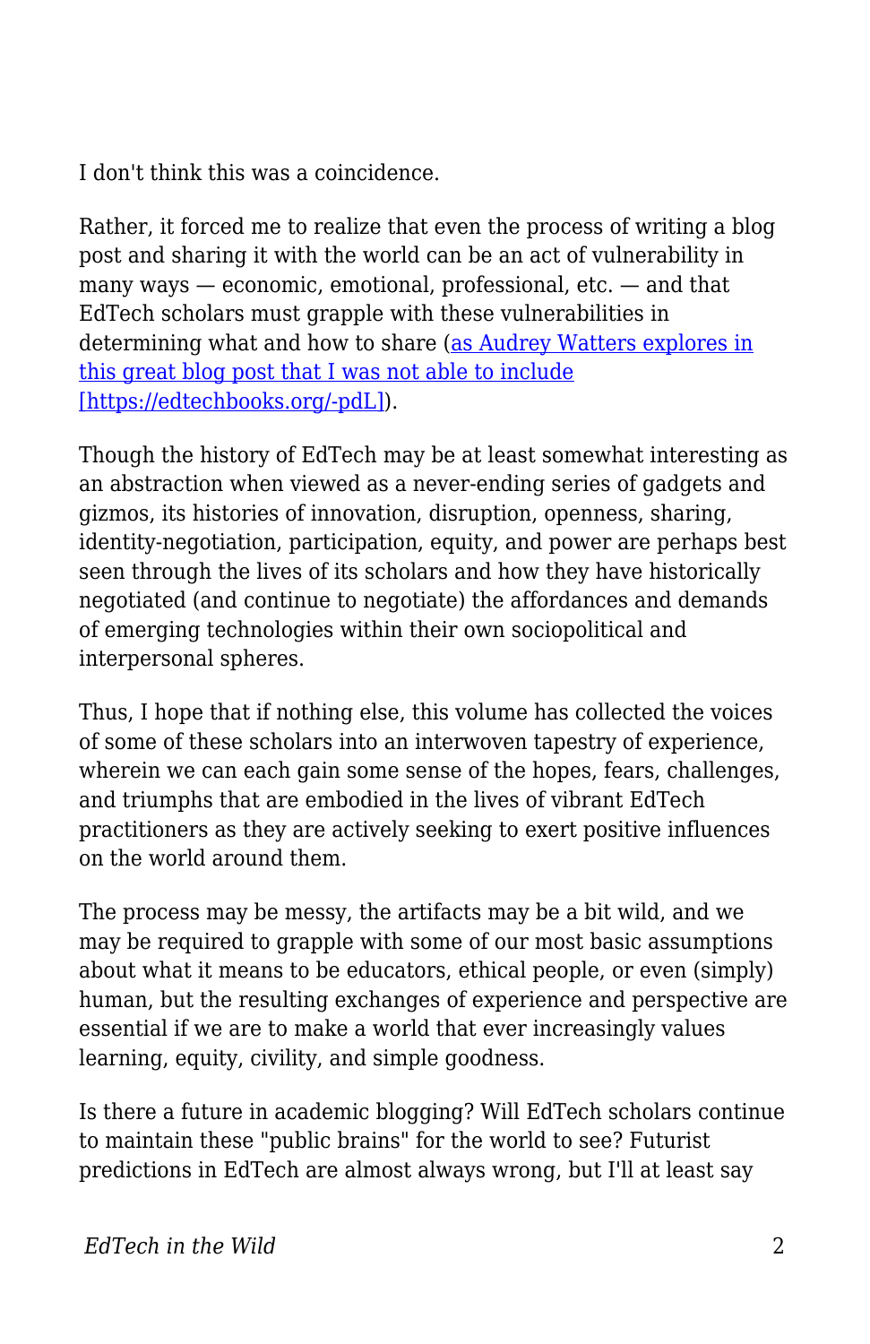I don't think this was a coincidence.

Rather, it forced me to realize that even the process of writing a blog post and sharing it with the world can be an act of vulnerability in many ways — economic, emotional, professional, etc. — and that EdTech scholars must grapple with these vulnerabilities in determining what and how to share ([as Audrey Watters explores in this great blog post that I was not able to include [https://edtechbooks.org/-pdL]](https://edtechbooks.org/-pdL)).

Though the history of EdTech may be at least somewhat interesting as an abstraction when viewed as a never-ending series of gadgets and gizmos, its histories of innovation, disruption, openness, sharing, identity-negotiation, participation, equity, and power are perhaps best seen through the lives of its scholars and how they have historically negotiated (and continue to negotiate) the affordances and demands of emerging technologies within their own sociopolitical and interpersonal spheres.

Thus, I hope that if nothing else, this volume has collected the voices of some of these scholars into an interwoven tapestry of experience, wherein we can each gain some sense of the hopes, fears, challenges, and triumphs that are embodied in the lives of vibrant EdTech practitioners as they are actively seeking to exert positive influences on the world around them.

The process may be messy, the artifacts may be a bit wild, and we may be required to grapple with some of our most basic assumptions about what it means to be educators, ethical people, or even (simply) human, but the resulting exchanges of experience and perspective are essential if we are to make a world that ever increasingly values learning, equity, civility, and simple goodness.

Is there a future in academic blogging? Will EdTech scholars continue to maintain these "public brains" for the world to see? Futurist predictions in EdTech are almost always wrong, but I'll at least say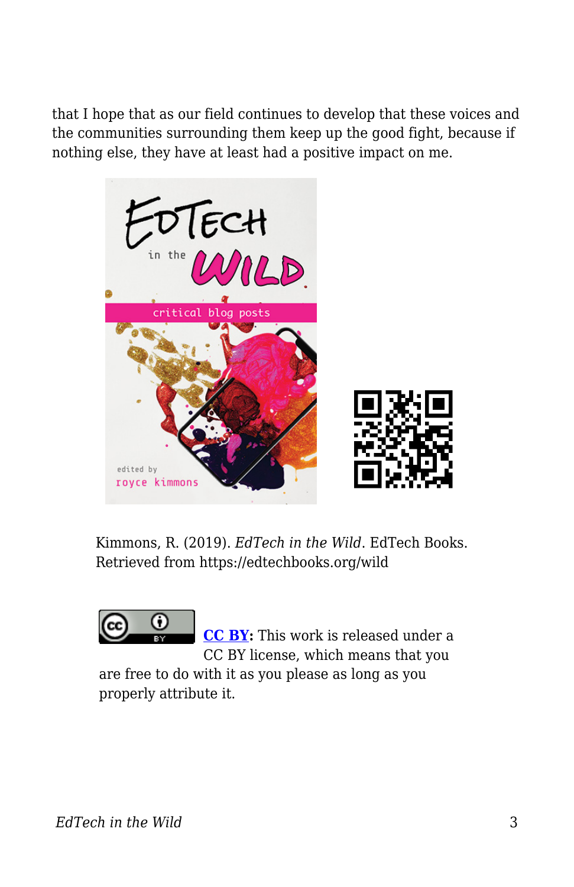that I hope that as our field continues to develop that these voices and the communities surrounding them keep up the good fight, because if nothing else, they have at least had a positive impact on me.

Kimmons, R. (2019). *EdTech in the Wild*. EdTech Books. Retrieved from https://edtechbooks.org/wild

**CC BY:** This work is released under a CC BY license, which means that you are free to do with it as you please as long as you properly attribute it.